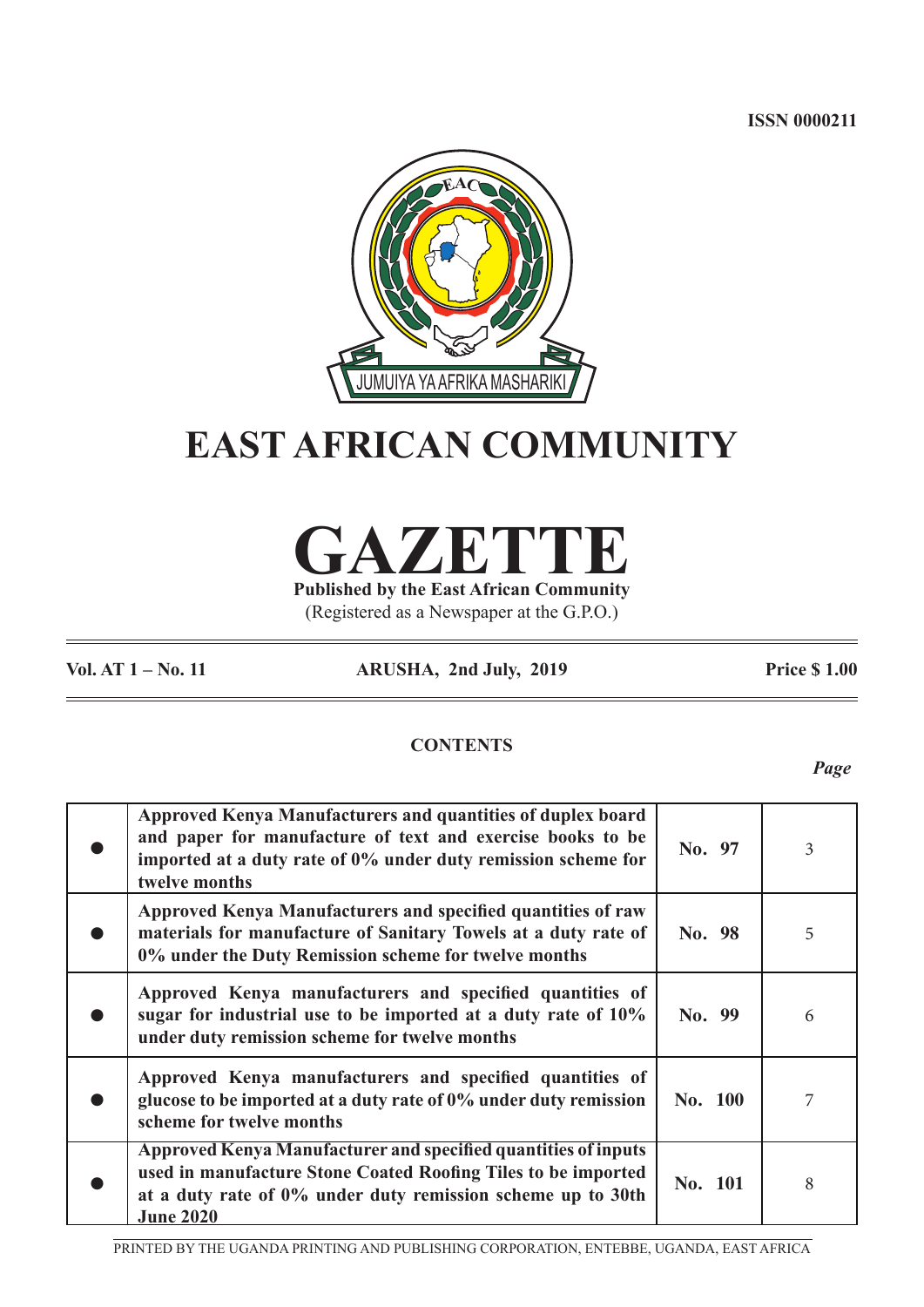ISSN 0000211

# EAST AFRICAN COMMUNITY

# GAZETTE

**Published by the East African Community**

(Registered as a Newspaper at the G.P.O.)

**Vol. AT 1 – No. 11** **ARUSHA, 2nd July, 2019** **Price $ 1.00**

## CONTENTS

| | | | *Page* |
|---|---|---|---|
| ● | **Approved Kenya Manufacturers and quantities of duplex board and paper for manufacture of text and exercise books to be imported at a duty rate of 0% under duty remission scheme for twelve months** | **No. 97** | 3 |
| ● | **Approved Kenya Manufacturers and specified quantities of raw materials for manufacture of Sanitary Towels at a duty rate of 0% under the Duty Remission scheme for twelve months** | **No. 98** | 5 |
| ● | **Approved Kenya manufacturers and specified quantities of sugar for industrial use to be imported at a duty rate of 10% under duty remission scheme for twelve months** | **No. 99** | 6 |
| ● | **Approved Kenya manufacturers and specified quantities of glucose to be imported at a duty rate of 0% under duty remission scheme for twelve months** | **No. 100** | 7 |
| ● | **Approved Kenya Manufacturer and specified quantities of inputs used in manufacture Stone Coated Roofing Tiles to be imported at a duty rate of 0% under duty remission scheme up to 30th June 2020** | **No. 101** | 8 |

PRINTED BY THE UGANDA PRINTING AND PUBLISHING CORPORATION, ENTEBBE, UGANDA, EAST AFRICA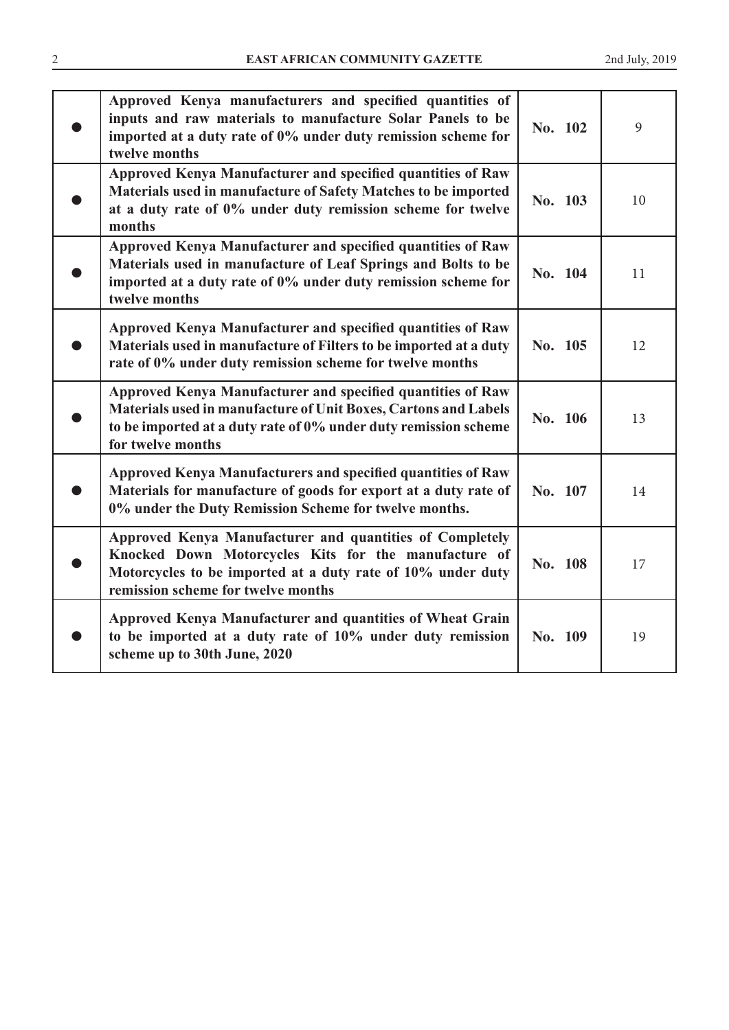| | | | |
|---|---|---|---|
| ● | **Approved Kenya manufacturers and specified quantities of inputs and raw materials to manufacture Solar Panels to be imported at a duty rate of 0% under duty remission scheme for twelve months** | **No. 102** | 9 |
| ● | **Approved Kenya Manufacturer and specified quantities of Raw Materials used in manufacture of Safety Matches to be imported at a duty rate of 0% under duty remission scheme for twelve months** | **No. 103** | 10 |
| ● | **Approved Kenya Manufacturer and specified quantities of Raw Materials used in manufacture of Leaf Springs and Bolts to be imported at a duty rate of 0% under duty remission scheme for twelve months** | **No. 104** | 11 |
| ● | **Approved Kenya Manufacturer and specified quantities of Raw Materials used in manufacture of Filters to be imported at a duty rate of 0% under duty remission scheme for twelve months** | **No. 105** | 12 |
| ● | **Approved Kenya Manufacturer and specified quantities of Raw Materials used in manufacture of Unit Boxes, Cartons and Labels to be imported at a duty rate of 0% under duty remission scheme for twelve months** | **No. 106** | 13 |
| ● | **Approved Kenya Manufacturers and specified quantities of Raw Materials for manufacture of goods for export at a duty rate of 0% under the Duty Remission Scheme for twelve months.** | **No. 107** | 14 |
| ● | **Approved Kenya Manufacturer and quantities of Completely Knocked Down Motorcycles Kits for the manufacture of Motorcycles to be imported at a duty rate of 10% under duty remission scheme for twelve months** | **No. 108** | 17 |
| ● | **Approved Kenya Manufacturer and quantities of Wheat Grain to be imported at a duty rate of 10% under duty remission scheme up to 30th June, 2020** | **No. 109** | 19 |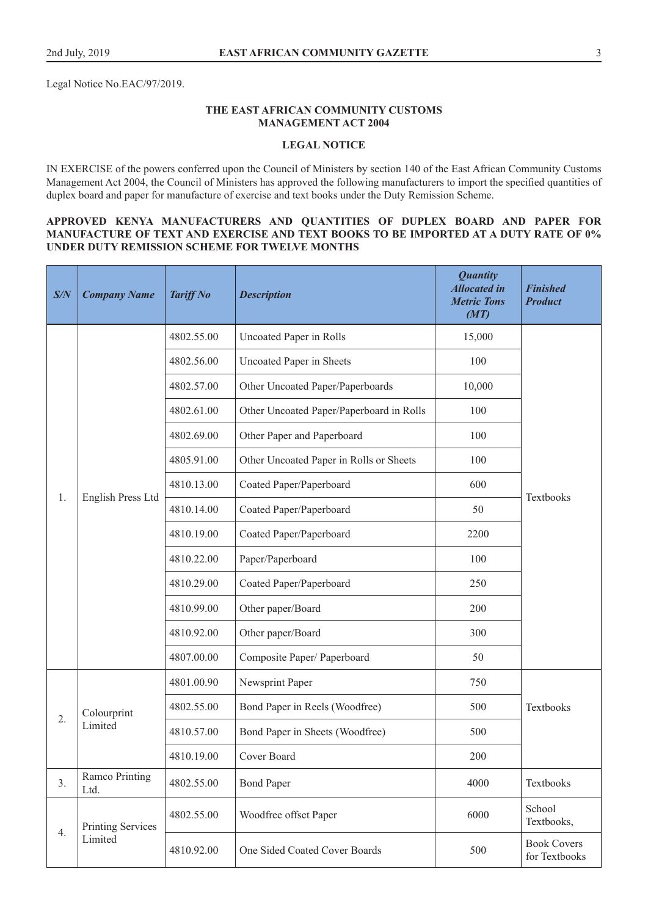Legal Notice No.EAC/97/2019.

**THE EAST AFRICAN COMMUNITY CUSTOMS MANAGEMENT ACT 2004**

**LEGAL NOTICE**

IN EXERCISE of the powers conferred upon the Council of Ministers by section 140 of the East African Community Customs Management Act 2004, the Council of Ministers has approved the following manufacturers to import the specified quantities of duplex board and paper for manufacture of exercise and text books under the Duty Remission Scheme.

**APPROVED KENYA MANUFACTURERS AND QUANTITIES OF DUPLEX BOARD AND PAPER FOR MANUFACTURE OF TEXT AND EXERCISE AND TEXT BOOKS TO BE IMPORTED AT A DUTY RATE OF 0% UNDER DUTY REMISSION SCHEME FOR TWELVE MONTHS**

| *S/N* | *Company Name* | *Tariff No* | *Description* | *Quantity Allocated in Metric Tons (MT)* | *Finished Product* |
|---|---|---|---|---|---|
| 1. | English Press Ltd | 4802.55.00 | Uncoated Paper in Rolls | 15,000 | Textbooks |
| | | 4802.56.00 | Uncoated Paper in Sheets | 100 | |
| | | 4802.57.00 | Other Uncoated Paper/Paperboards | 10,000 | |
| | | 4802.61.00 | Other Uncoated Paper/Paperboard in Rolls | 100 | |
| | | 4802.69.00 | Other Paper and Paperboard | 100 | |
| | | 4805.91.00 | Other Uncoated Paper in Rolls or Sheets | 100 | |
| | | 4810.13.00 | Coated Paper/Paperboard | 600 | |
| | | 4810.14.00 | Coated Paper/Paperboard | 50 | |
| | | 4810.19.00 | Coated Paper/Paperboard | 2200 | |
| | | 4810.22.00 | Paper/Paperboard | 100 | |
| | | 4810.29.00 | Coated Paper/Paperboard | 250 | |
| | | 4810.99.00 | Other paper/Board | 200 | |
| | | 4810.92.00 | Other paper/Board | 300 | |
| | | 4807.00.00 | Composite Paper/ Paperboard | 50 | |
| 2. | Colourprint Limited | 4801.00.90 | Newsprint Paper | 750 | Textbooks |
| | | 4802.55.00 | Bond Paper in Reels (Woodfree) | 500 | |
| | | 4810.57.00 | Bond Paper in Sheets (Woodfree) | 500 | |
| | | 4810.19.00 | Cover Board | 200 | |
| 3. | Ramco Printing Ltd. | 4802.55.00 | Bond Paper | 4000 | Textbooks |
| 4. | Printing Services Limited | 4802.55.00 | Woodfree offset Paper | 6000 | School Textbooks, |
| | | 4810.92.00 | One Sided Coated Cover Boards | 500 | Book Covers for Textbooks |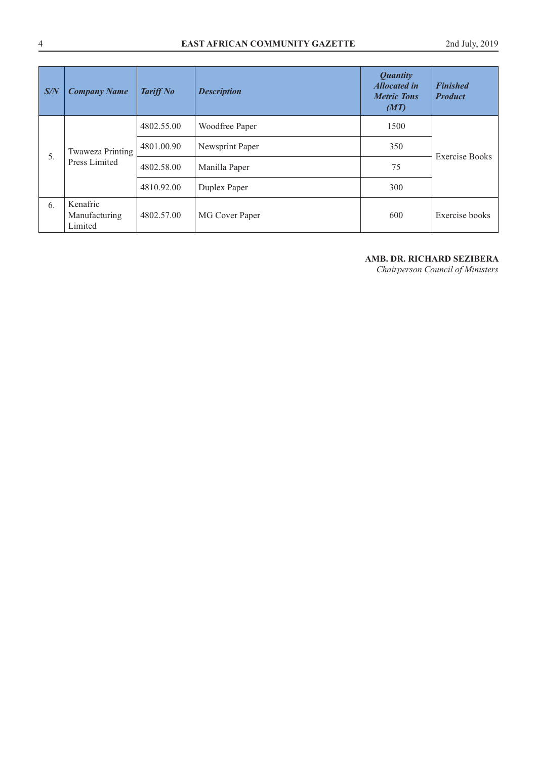| *S/N* | *Company Name* | *Tariff No* | *Description* | *Quantity Allocated in Metric Tons (MT)* | *Finished Product* |
|---|---|---|---|---|---|
| 5. | Twaweza Printing Press Limited | 4802.55.00 | Woodfree Paper | 1500 | Exercise Books |
| | | 4801.00.90 | Newsprint Paper | 350 | |
| | | 4802.58.00 | Manilla Paper | 75 | |
| | | 4810.92.00 | Duplex Paper | 300 | |
| 6. | Kenafric Manufacturing Limited | 4802.57.00 | MG Cover Paper | 600 | Exercise books |

**AMB. DR. RICHARD SEZIBERA**
*Chairperson Council of Ministers*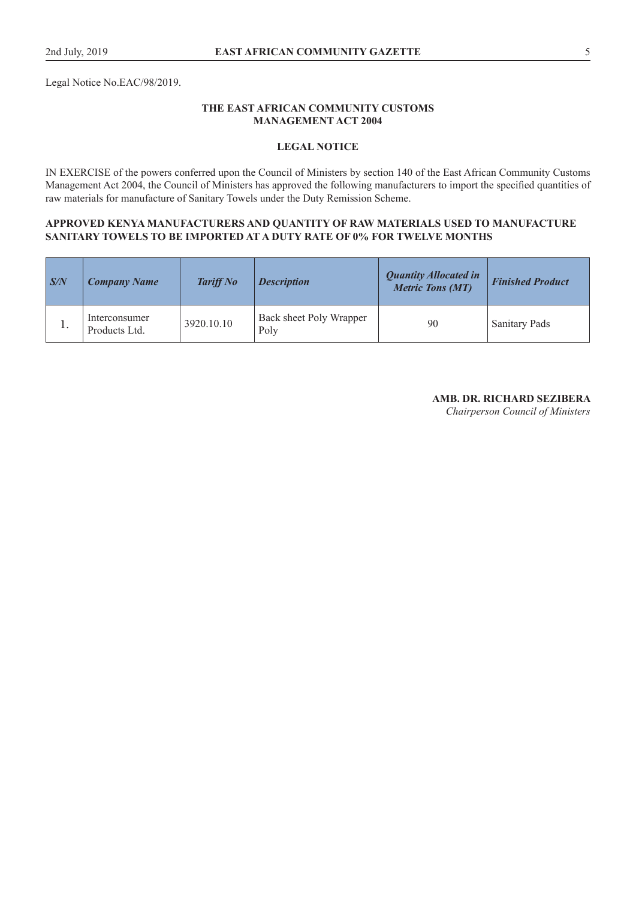Legal Notice No.EAC/98/2019.

**THE EAST AFRICAN COMMUNITY CUSTOMS MANAGEMENT ACT 2004**

**LEGAL NOTICE**

IN EXERCISE of the powers conferred upon the Council of Ministers by section 140 of the East African Community Customs Management Act 2004, the Council of Ministers has approved the following manufacturers to import the specified quantities of raw materials for manufacture of Sanitary Towels under the Duty Remission Scheme.

**APPROVED KENYA MANUFACTURERS AND QUANTITY OF RAW MATERIALS USED TO MANUFACTURE SANITARY TOWELS TO BE IMPORTED AT A DUTY RATE OF 0% FOR TWELVE MONTHS**

| *S/N* | *Company Name* | *Tariff No* | *Description* | *Quantity Allocated in Metric Tons (MT)* | *Finished Product* |
|---|---|---|---|---|---|
| 1. | Interconsumer Products Ltd. | 3920.10.10 | Back sheet Poly Wrapper Poly | 90 | Sanitary Pads |

**AMB. DR. RICHARD SEZIBERA**
*Chairperson Council of Ministers*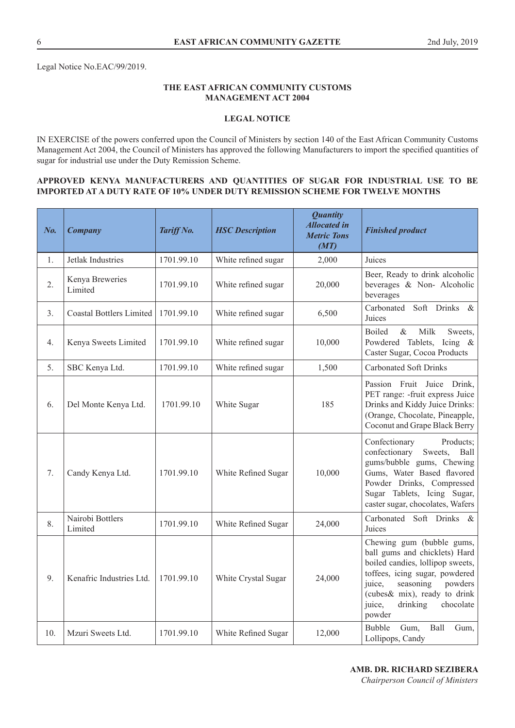Legal Notice No.EAC/99/2019.

**THE EAST AFRICAN COMMUNITY CUSTOMS MANAGEMENT ACT 2004**

**LEGAL NOTICE**

IN EXERCISE of the powers conferred upon the Council of Ministers by section 140 of the East African Community Customs Management Act 2004, the Council of Ministers has approved the following Manufacturers to import the specified quantities of sugar for industrial use under the Duty Remission Scheme.

**APPROVED KENYA MANUFACTURERS AND QUANTITIES OF SUGAR FOR INDUSTRIAL USE TO BE IMPORTED AT A DUTY RATE OF 10% UNDER DUTY REMISSION SCHEME FOR TWELVE MONTHS**

| ***No.*** | ***Company*** | ***Tariff No.*** | ***HSC Description*** | ***Quantity Allocated in Metric Tons (MT)*** | ***Finished product*** |
|---|---|---|---|---|---|
| 1. | Jetlak Industries | 1701.99.10 | White refined sugar | 2,000 | Juices |
| 2. | Kenya Breweries Limited | 1701.99.10 | White refined sugar | 20,000 | Beer, Ready to drink alcoholic beverages & Non- Alcoholic beverages |
| 3. | Coastal Bottlers Limited | 1701.99.10 | White refined sugar | 6,500 | Carbonated Soft Drinks & Juices |
| 4. | Kenya Sweets Limited | 1701.99.10 | White refined sugar | 10,000 | Boiled & Milk Sweets, Powdered Tablets, Icing & Caster Sugar, Cocoa Products |
| 5. | SBC Kenya Ltd. | 1701.99.10 | White refined sugar | 1,500 | Carbonated Soft Drinks |
| 6. | Del Monte Kenya Ltd. | 1701.99.10 | White Sugar | 185 | Passion Fruit Juice Drink, PET range: -fruit express Juice Drinks and Kiddy Juice Drinks: (Orange, Chocolate, Pineapple, Coconut and Grape Black Berry |
| 7. | Candy Kenya Ltd. | 1701.99.10 | White Refined Sugar | 10,000 | Confectionary Products; confectionary Sweets, Ball gums/bubble gums, Chewing Gums, Water Based flavored Powder Drinks, Compressed Sugar Tablets, Icing Sugar, caster sugar, chocolates, Wafers |
| 8. | Nairobi Bottlers Limited | 1701.99.10 | White Refined Sugar | 24,000 | Carbonated Soft Drinks & Juices |
| 9. | Kenafric Industries Ltd. | 1701.99.10 | White Crystal Sugar | 24,000 | Chewing gum (bubble gums, ball gums and chicklets) Hard boiled candies, lollipop sweets, toffees, icing sugar, powdered juice, seasoning powders (cubes& mix), ready to drink juice, drinking chocolate powder |
| 10. | Mzuri Sweets Ltd. | 1701.99.10 | White Refined Sugar | 12,000 | Bubble Gum, Ball Gum, Lollipops, Candy |

**AMB. DR. RICHARD SEZIBERA**
*Chairperson Council of Ministers*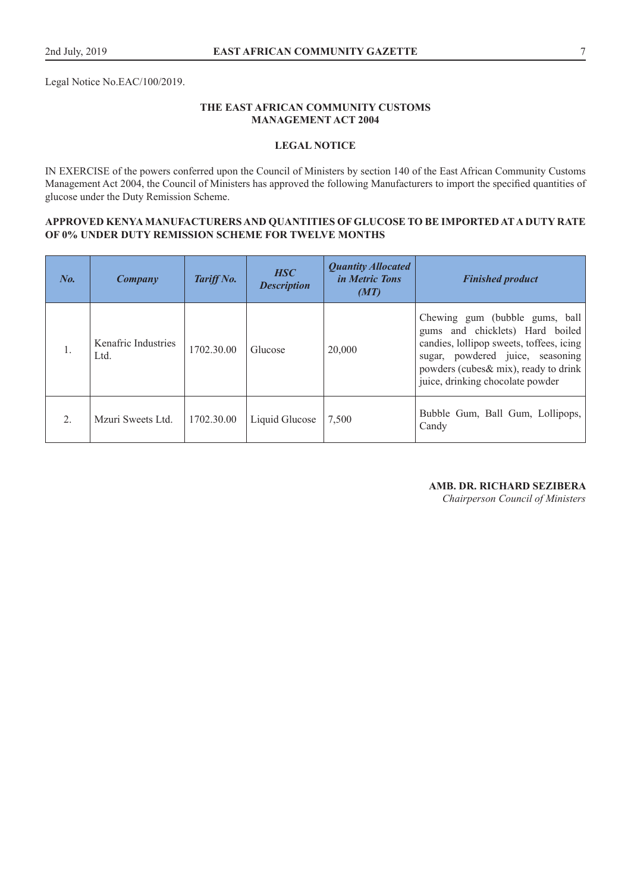Legal Notice No.EAC/100/2019.

**THE EAST AFRICAN COMMUNITY CUSTOMS MANAGEMENT ACT 2004**

**LEGAL NOTICE**

IN EXERCISE of the powers conferred upon the Council of Ministers by section 140 of the East African Community Customs Management Act 2004, the Council of Ministers has approved the following Manufacturers to import the specified quantities of glucose under the Duty Remission Scheme.

**APPROVED KENYA MANUFACTURERS AND QUANTITIES OF GLUCOSE TO BE IMPORTED AT A DUTY RATE OF 0% UNDER DUTY REMISSION SCHEME FOR TWELVE MONTHS**

| ***No.*** | ***Company*** | ***Tariff No.*** | ***HSC Description*** | ***Quantity Allocated in Metric Tons (MT)*** | ***Finished product*** |
|---|---|---|---|---|---|
| 1. | Kenafric Industries Ltd. | 1702.30.00 | Glucose | 20,000 | Chewing gum (bubble gums, ball gums and chicklets) Hard boiled candies, lollipop sweets, toffees, icing sugar, powdered juice, seasoning powders (cubes& mix), ready to drink juice, drinking chocolate powder |
| 2. | Mzuri Sweets Ltd. | 1702.30.00 | Liquid Glucose | 7,500 | Bubble Gum, Ball Gum, Lollipops, Candy |

**AMB. DR. RICHARD SEZIBERA**
*Chairperson Council of Ministers*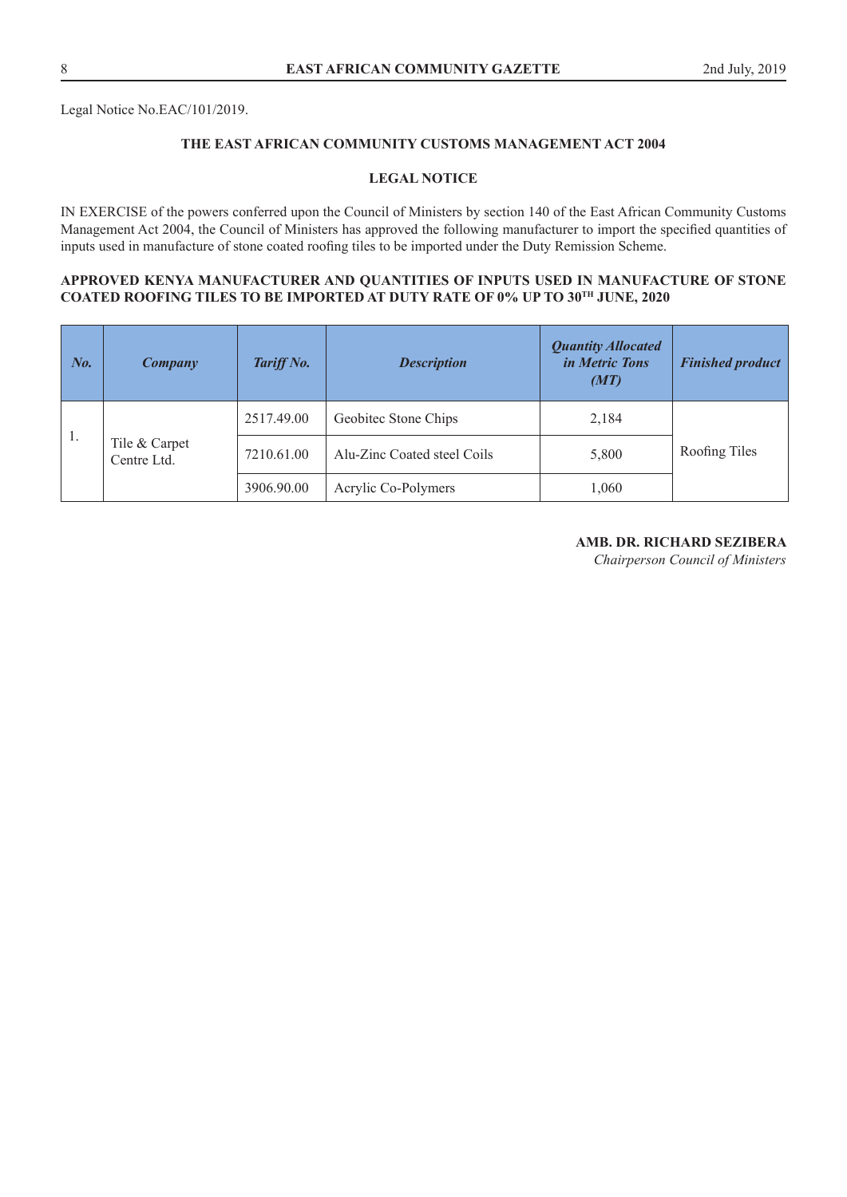Legal Notice No.EAC/101/2019.

### THE EAST AFRICAN COMMUNITY CUSTOMS MANAGEMENT ACT 2004

### LEGAL NOTICE

IN EXERCISE of the powers conferred upon the Council of Ministers by section 140 of the East African Community Customs Management Act 2004, the Council of Ministers has approved the following manufacturer to import the specified quantities of inputs used in manufacture of stone coated roofing tiles to be imported under the Duty Remission Scheme.

**APPROVED KENYA MANUFACTURER AND QUANTITIES OF INPUTS USED IN MANUFACTURE OF STONE COATED ROOFING TILES TO BE IMPORTED AT DUTY RATE OF 0% UP TO 30TH JUNE, 2020**

| *No.* | *Company* | *Tariff No.* | *Description* | *Quantity Allocated in Metric Tons (MT)* | *Finished product* |
|---|---|---|---|---|---|
| 1. | Tile & Carpet Centre Ltd. | 2517.49.00 | Geobitec Stone Chips | 2,184 | Roofing Tiles |
| | | 7210.61.00 | Alu-Zinc Coated steel Coils | 5,800 | |
| | | 3906.90.00 | Acrylic Co-Polymers | 1,060 | |

**AMB. DR. RICHARD SEZIBERA**
*Chairperson Council of Ministers*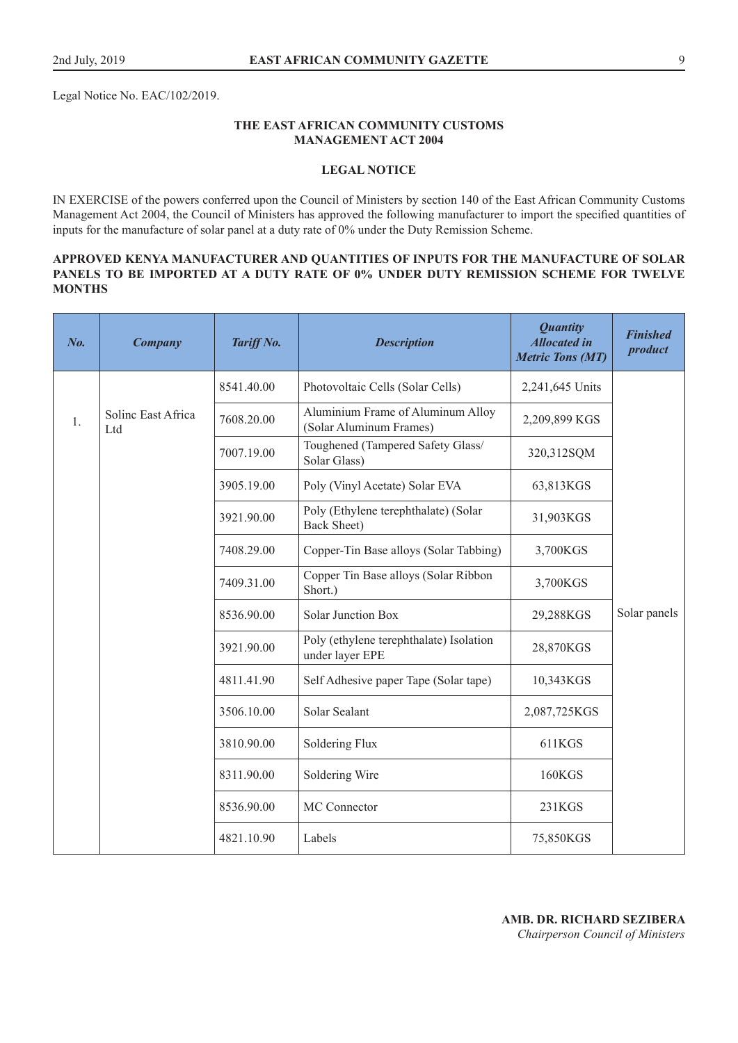Legal Notice No. EAC/102/2019.

**THE EAST AFRICAN COMMUNITY CUSTOMS MANAGEMENT ACT 2004**

**LEGAL NOTICE**

IN EXERCISE of the powers conferred upon the Council of Ministers by section 140 of the East African Community Customs Management Act 2004, the Council of Ministers has approved the following manufacturer to import the specified quantities of inputs for the manufacture of solar panel at a duty rate of 0% under the Duty Remission Scheme.

**APPROVED KENYA MANUFACTURER AND QUANTITIES OF INPUTS FOR THE MANUFACTURE OF SOLAR PANELS TO BE IMPORTED AT A DUTY RATE OF 0% UNDER DUTY REMISSION SCHEME FOR TWELVE MONTHS**

| *No.* | *Company* | *Tariff No.* | *Description* | *Quantity Allocated in Metric Tons (MT)* | *Finished product* |
|---|---|---|---|---|---|
| 1. | Solinc East Africa Ltd | 8541.40.00 | Photovoltaic Cells (Solar Cells) | 2,241,645 Units | Solar panels |
| | | 7608.20.00 | Aluminium Frame of Aluminum Alloy (Solar Aluminum Frames) | 2,209,899 KGS | |
| | | 7007.19.00 | Toughened (Tampered Safety Glass/ Solar Glass) | 320,312SQM | |
| | | 3905.19.00 | Poly (Vinyl Acetate) Solar EVA | 63,813KGS | |
| | | 3921.90.00 | Poly (Ethylene terephthalate) (Solar Back Sheet) | 31,903KGS | |
| | | 7408.29.00 | Copper-Tin Base alloys (Solar Tabbing) | 3,700KGS | |
| | | 7409.31.00 | Copper Tin Base alloys (Solar Ribbon Short.) | 3,700KGS | |
| | | 8536.90.00 | Solar Junction Box | 29,288KGS | |
| | | 3921.90.00 | Poly (ethylene terephthalate) Isolation under layer EPE | 28,870KGS | |
| | | 4811.41.90 | Self Adhesive paper Tape (Solar tape) | 10,343KGS | |
| | | 3506.10.00 | Solar Sealant | 2,087,725KGS | |
| | | 3810.90.00 | Soldering Flux | 611KGS | |
| | | 8311.90.00 | Soldering Wire | 160KGS | |
| | | 8536.90.00 | MC Connector | 231KGS | |
| | | 4821.10.90 | Labels | 75,850KGS | |

**AMB. DR. RICHARD SEZIBERA**
*Chairperson Council of Ministers*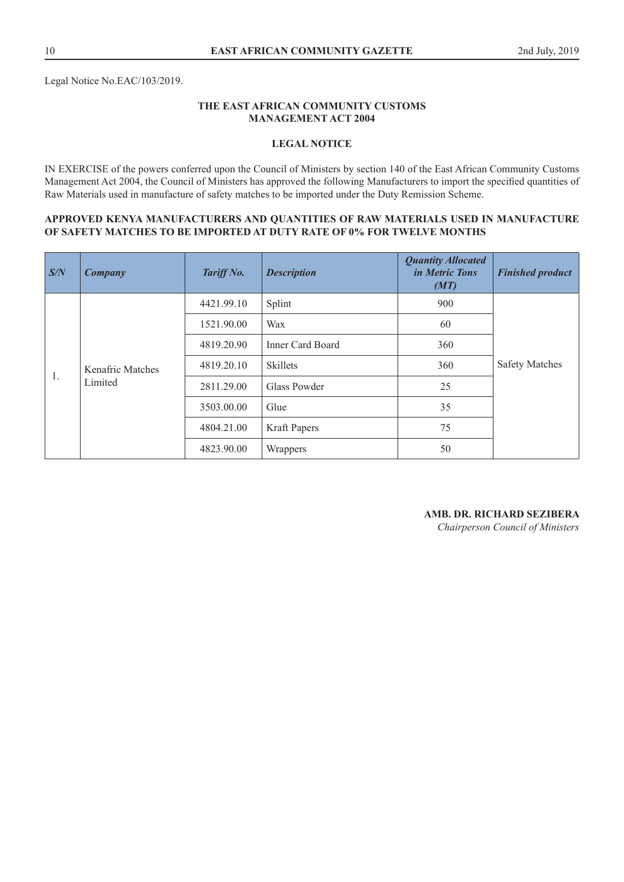Legal Notice No.EAC/103/2019.

**THE EAST AFRICAN COMMUNITY CUSTOMS MANAGEMENT ACT 2004**

**LEGAL NOTICE**

IN EXERCISE of the powers conferred upon the Council of Ministers by section 140 of the East African Community Customs Management Act 2004, the Council of Ministers has approved the following Manufacturers to import the specified quantities of Raw Materials used in manufacture of safety matches to be imported under the Duty Remission Scheme.

**APPROVED KENYA MANUFACTURERS AND QUANTITIES OF RAW MATERIALS USED IN MANUFACTURE OF SAFETY MATCHES TO BE IMPORTED AT DUTY RATE OF 0% FOR TWELVE MONTHS**

| *S/N* | *Company* | *Tariff No.* | *Description* | *Quantity Allocated in Metric Tons (MT)* | *Finished product* |
|---|---|---|---|---|---|
| 1. | Kenafric Matches Limited | 4421.99.10 | Splint | 900 | Safety Matches |
| | | 1521.90.00 | Wax | 60 | |
| | | 4819.20.90 | Inner Card Board | 360 | |
| | | 4819.20.10 | Skillets | 360 | |
| | | 2811.29.00 | Glass Powder | 25 | |
| | | 3503.00.00 | Glue | 35 | |
| | | 4804.21.00 | Kraft Papers | 75 | |
| | | 4823.90.00 | Wrappers | 50 | |

**AMB. DR. RICHARD SEZIBERA**
*Chairperson Council of Ministers*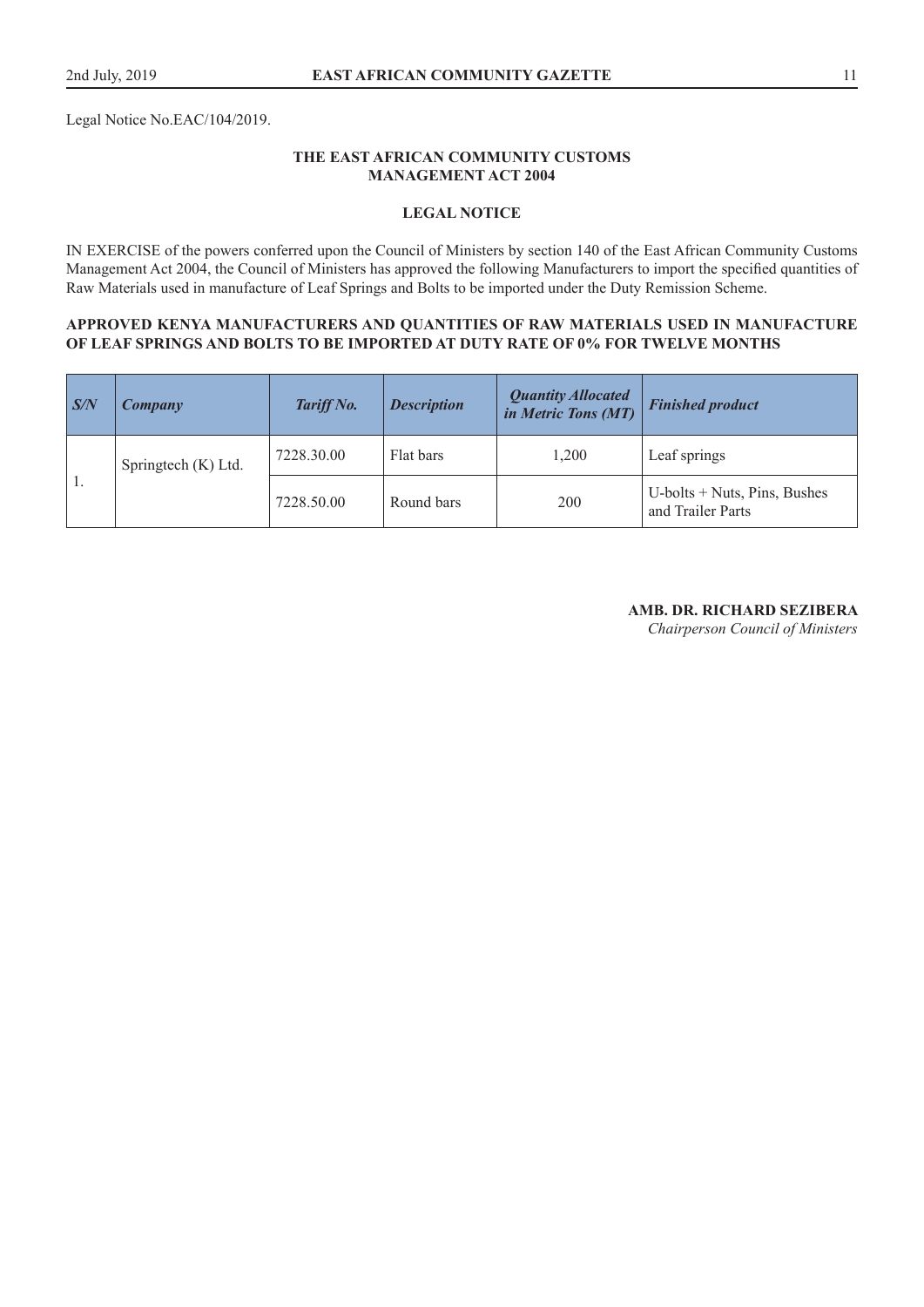Legal Notice No.EAC/104/2019.

**THE EAST AFRICAN COMMUNITY CUSTOMS MANAGEMENT ACT 2004**

**LEGAL NOTICE**

IN EXERCISE of the powers conferred upon the Council of Ministers by section 140 of the East African Community Customs Management Act 2004, the Council of Ministers has approved the following Manufacturers to import the specified quantities of Raw Materials used in manufacture of Leaf Springs and Bolts to be imported under the Duty Remission Scheme.

**APPROVED KENYA MANUFACTURERS AND QUANTITIES OF RAW MATERIALS USED IN MANUFACTURE OF LEAF SPRINGS AND BOLTS TO BE IMPORTED AT DUTY RATE OF 0% FOR TWELVE MONTHS**

| ***S/N*** | ***Company*** | ***Tariff No.*** | ***Description*** | ***Quantity Allocated in Metric Tons (MT)*** | ***Finished product*** |
|---|---|---|---|---|---|
| 1. | Springtech (K) Ltd. | 7228.30.00 | Flat bars | 1,200 | Leaf springs |
| | | 7228.50.00 | Round bars | 200 | U-bolts + Nuts, Pins, Bushes and Trailer Parts |

**AMB. DR. RICHARD SEZIBERA**
*Chairperson Council of Ministers*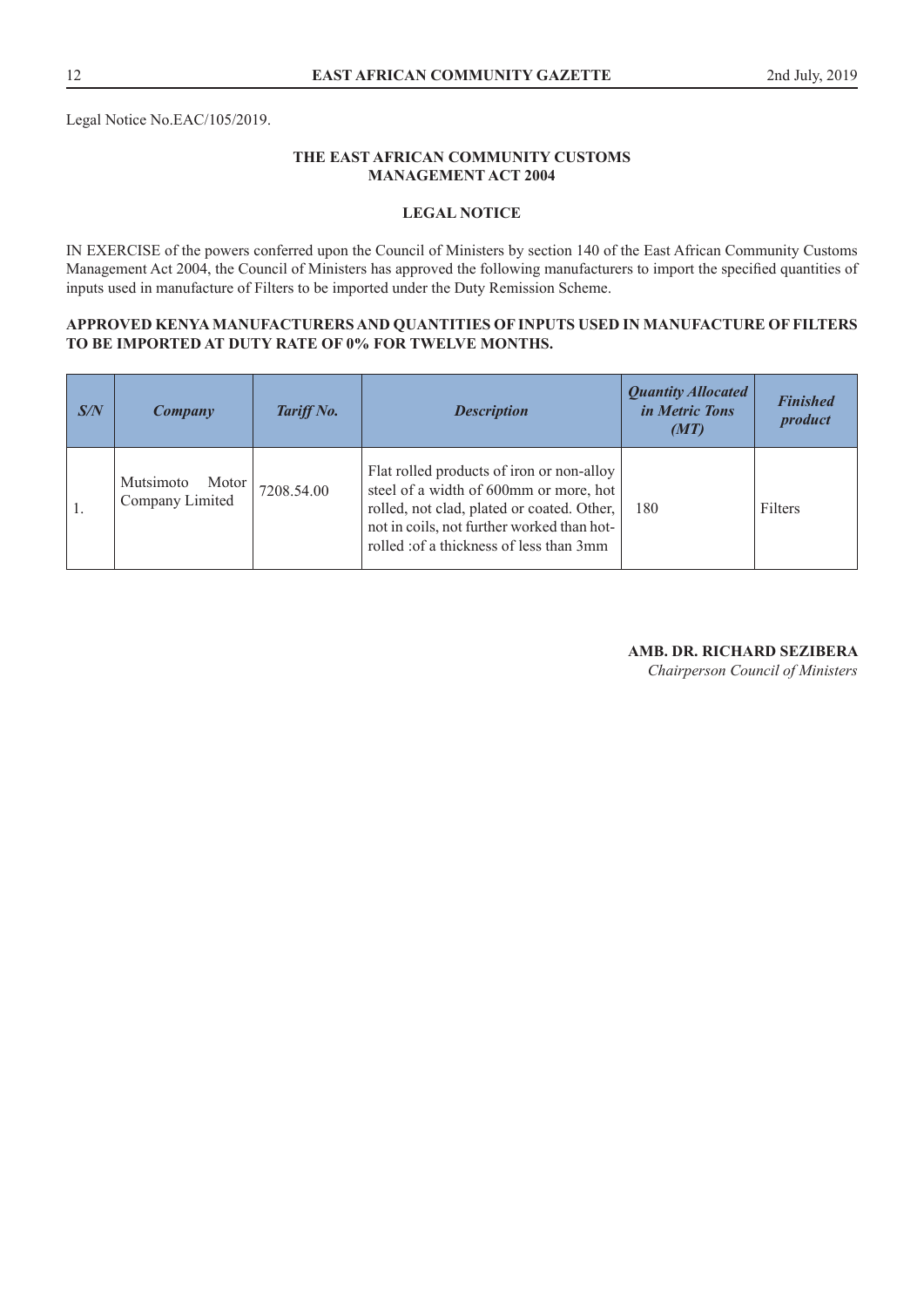Legal Notice No.EAC/105/2019.

### THE EAST AFRICAN COMMUNITY CUSTOMS MANAGEMENT ACT 2004

### LEGAL NOTICE

IN EXERCISE of the powers conferred upon the Council of Ministers by section 140 of the East African Community Customs Management Act 2004, the Council of Ministers has approved the following manufacturers to import the specified quantities of inputs used in manufacture of Filters to be imported under the Duty Remission Scheme.

**APPROVED KENYA MANUFACTURERS AND QUANTITIES OF INPUTS USED IN MANUFACTURE OF FILTERS TO BE IMPORTED AT DUTY RATE OF 0% FOR TWELVE MONTHS.**

| *S/N* | *Company* | *Tariff No.* | *Description* | *Quantity Allocated in Metric Tons (MT)* | *Finished product* |
|---|---|---|---|---|---|
| 1. | Mutsimoto Motor Company Limited | 7208.54.00 | Flat rolled products of iron or non-alloy steel of a width of 600mm or more, hot rolled, not clad, plated or coated. Other, not in coils, not further worked than hot-rolled :of a thickness of less than 3mm | 180 | Filters |

**AMB. DR. RICHARD SEZIBERA**
*Chairperson Council of Ministers*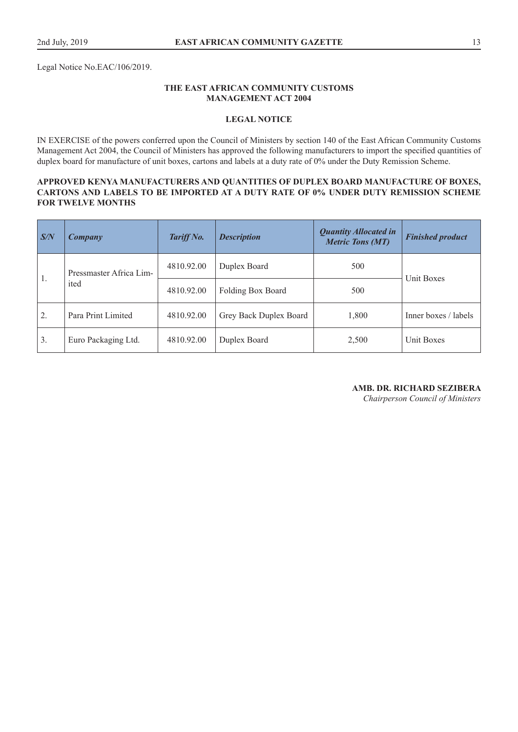Legal Notice No.EAC/106/2019.

**THE EAST AFRICAN COMMUNITY CUSTOMS MANAGEMENT ACT 2004**

**LEGAL NOTICE**

IN EXERCISE of the powers conferred upon the Council of Ministers by section 140 of the East African Community Customs Management Act 2004, the Council of Ministers has approved the following manufacturers to import the specified quantities of duplex board for manufacture of unit boxes, cartons and labels at a duty rate of 0% under the Duty Remission Scheme.

**APPROVED KENYA MANUFACTURERS AND QUANTITIES OF DUPLEX BOARD MANUFACTURE OF BOXES, CARTONS AND LABELS TO BE IMPORTED AT A DUTY RATE OF 0% UNDER DUTY REMISSION SCHEME FOR TWELVE MONTHS**

| *S/N* | *Company* | *Tariff No.* | *Description* | *Quantity Allocated in Metric Tons (MT)* | *Finished product* |
|---|---|---|---|---|---|
| 1. | Pressmaster Africa Limited | 4810.92.00 | Duplex Board | 500 | Unit Boxes |
| | | 4810.92.00 | Folding Box Board | 500 | |
| 2. | Para Print Limited | 4810.92.00 | Grey Back Duplex Board | 1,800 | Inner boxes / labels |
| 3. | Euro Packaging Ltd. | 4810.92.00 | Duplex Board | 2,500 | Unit Boxes |

**AMB. DR. RICHARD SEZIBERA**
*Chairperson Council of Ministers*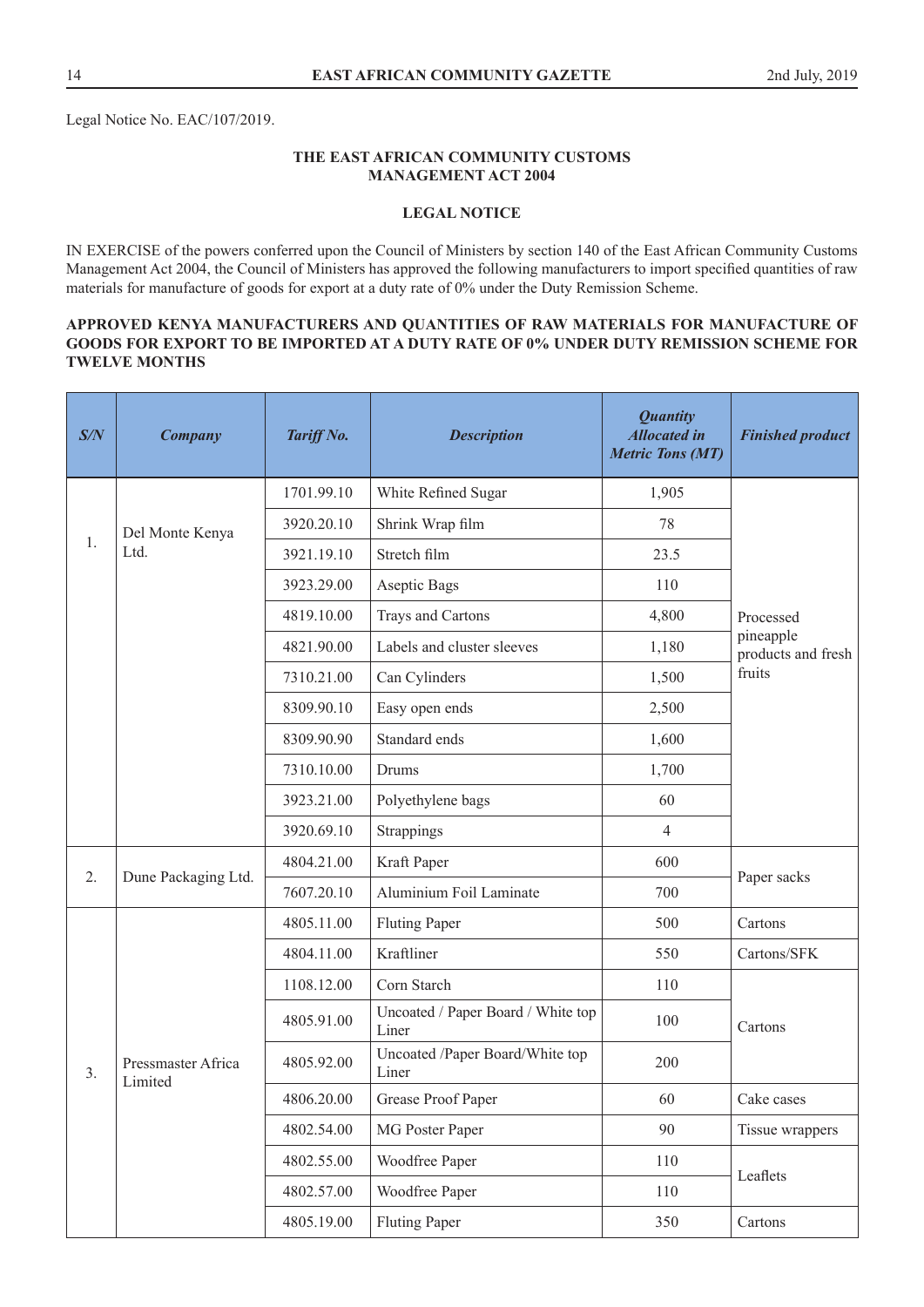Legal Notice No. EAC/107/2019.

**THE EAST AFRICAN COMMUNITY CUSTOMS MANAGEMENT ACT 2004**

**LEGAL NOTICE**

IN EXERCISE of the powers conferred upon the Council of Ministers by section 140 of the East African Community Customs Management Act 2004, the Council of Ministers has approved the following manufacturers to import specified quantities of raw materials for manufacture of goods for export at a duty rate of 0% under the Duty Remission Scheme.

**APPROVED KENYA MANUFACTURERS AND QUANTITIES OF RAW MATERIALS FOR MANUFACTURE OF GOODS FOR EXPORT TO BE IMPORTED AT A DUTY RATE OF 0% UNDER DUTY REMISSION SCHEME FOR TWELVE MONTHS**

| S/N | Company | Tariff No. | Description | Quantity Allocated in Metric Tons (MT) | Finished product |
|---|---|---|---|---|---|
| 1. | Del Monte Kenya Ltd. | 1701.99.10 | White Refined Sugar | 1,905 | Processed pineapple products and fresh fruits |
| | | 3920.20.10 | Shrink Wrap film | 78 | |
| | | 3921.19.10 | Stretch film | 23.5 | |
| | | 3923.29.00 | Aseptic Bags | 110 | |
| | | 4819.10.00 | Trays and Cartons | 4,800 | |
| | | 4821.90.00 | Labels and cluster sleeves | 1,180 | |
| | | 7310.21.00 | Can Cylinders | 1,500 | |
| | | 8309.90.10 | Easy open ends | 2,500 | |
| | | 8309.90.90 | Standard ends | 1,600 | |
| | | 7310.10.00 | Drums | 1,700 | |
| | | 3923.21.00 | Polyethylene bags | 60 | |
| | | 3920.69.10 | Strappings | 4 | |
| 2. | Dune Packaging Ltd. | 4804.21.00 | Kraft Paper | 600 | Paper sacks |
| | | 7607.20.10 | Aluminium Foil Laminate | 700 | |
| 3. | Pressmaster Africa Limited | 4805.11.00 | Fluting Paper | 500 | Cartons |
| | | 4804.11.00 | Kraftliner | 550 | Cartons/SFK |
| | | 1108.12.00 | Corn Starch | 110 | Cartons |
| | | 4805.91.00 | Uncoated / Paper Board / White top Liner | 100 | |
| | | 4805.92.00 | Uncoated /Paper Board/White top Liner | 200 | |
| | | 4806.20.00 | Grease Proof Paper | 60 | Cake cases |
| | | 4802.54.00 | MG Poster Paper | 90 | Tissue wrappers |
| | | 4802.55.00 | Woodfree Paper | 110 | Leaflets |
| | | 4802.57.00 | Woodfree Paper | 110 | |
| | | 4805.19.00 | Fluting Paper | 350 | Cartons |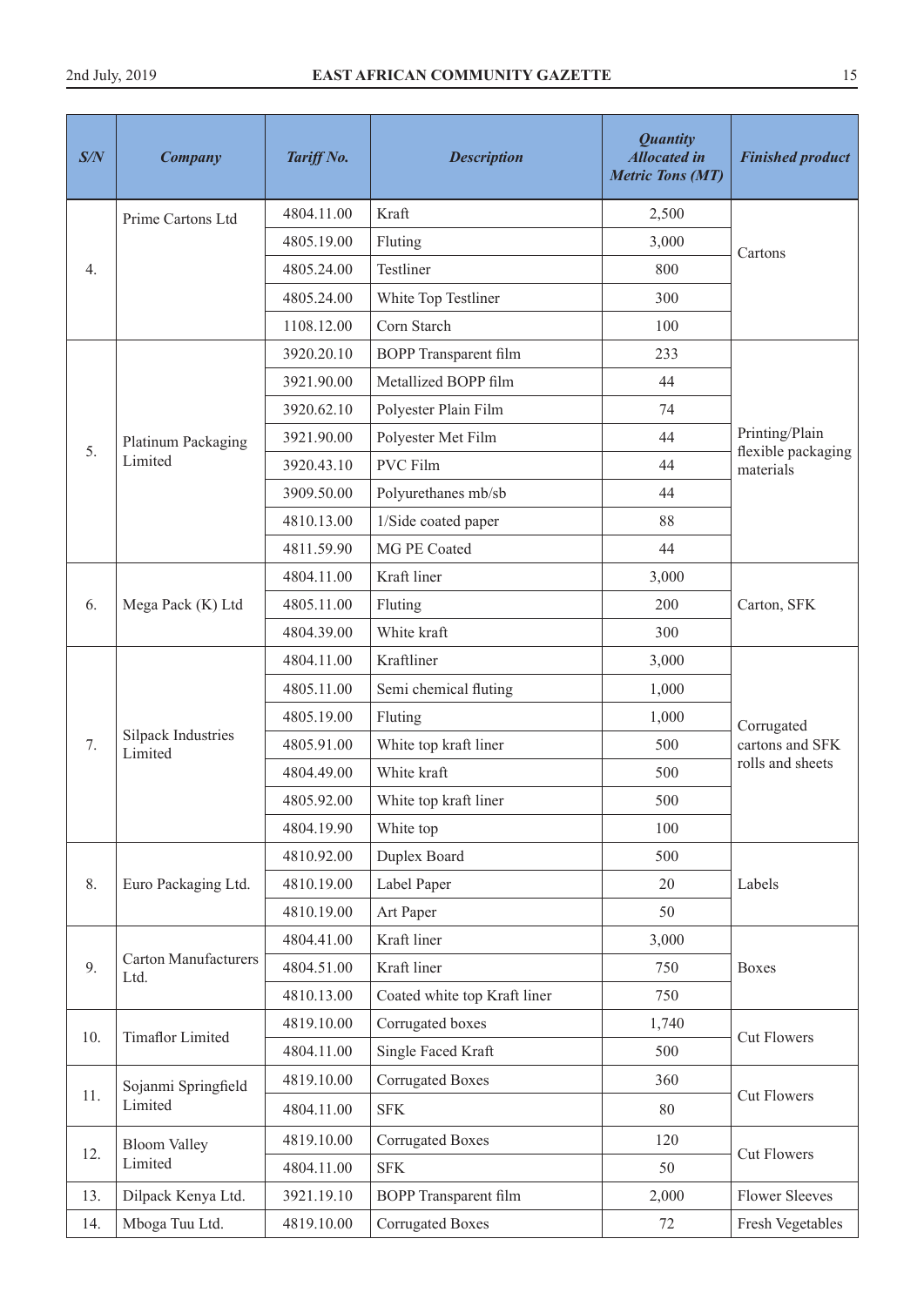| *S/N* | *Company* | *Tariff No.* | *Description* | *Quantity Allocated in Metric Tons (MT)* | *Finished product* |
|---|---|---|---|---|---|
| 4. | Prime Cartons Ltd | 4804.11.00 | Kraft | 2,500 | Cartons |
| | | 4805.19.00 | Fluting | 3,000 | |
| | | 4805.24.00 | Testliner | 800 | |
| | | 4805.24.00 | White Top Testliner | 300 | |
| | | 1108.12.00 | Corn Starch | 100 | |
| 5. | Platinum Packaging Limited | 3920.20.10 | BOPP Transparent film | 233 | Printing/Plain flexible packaging materials |
| | | 3921.90.00 | Metallized BOPP film | 44 | |
| | | 3920.62.10 | Polyester Plain Film | 74 | |
| | | 3921.90.00 | Polyester Met Film | 44 | |
| | | 3920.43.10 | PVC Film | 44 | |
| | | 3909.50.00 | Polyurethanes mb/sb | 44 | |
| | | 4810.13.00 | 1/Side coated paper | 88 | |
| | | 4811.59.90 | MG PE Coated | 44 | |
| 6. | Mega Pack (K) Ltd | 4804.11.00 | Kraft liner | 3,000 | Carton, SFK |
| | | 4805.11.00 | Fluting | 200 | |
| | | 4804.39.00 | White kraft | 300 | |
| 7. | Silpack Industries Limited | 4804.11.00 | Kraftliner | 3,000 | Corrugated cartons and SFK rolls and sheets |
| | | 4805.11.00 | Semi chemical fluting | 1,000 | |
| | | 4805.19.00 | Fluting | 1,000 | |
| | | 4805.91.00 | White top kraft liner | 500 | |
| | | 4804.49.00 | White kraft | 500 | |
| | | 4805.92.00 | White top kraft liner | 500 | |
| | | 4804.19.90 | White top | 100 | |
| 8. | Euro Packaging Ltd. | 4810.92.00 | Duplex Board | 500 | Labels |
| | | 4810.19.00 | Label Paper | 20 | |
| | | 4810.19.00 | Art Paper | 50 | |
| 9. | Carton Manufacturers Ltd. | 4804.41.00 | Kraft liner | 3,000 | Boxes |
| | | 4804.51.00 | Kraft liner | 750 | |
| | | 4810.13.00 | Coated white top Kraft liner | 750 | |
| 10. | Timaflor Limited | 4819.10.00 | Corrugated boxes | 1,740 | Cut Flowers |
| | | 4804.11.00 | Single Faced Kraft | 500 | |
| 11. | Sojanmi Springfield Limited | 4819.10.00 | Corrugated Boxes | 360 | Cut Flowers |
| | | 4804.11.00 | SFK | 80 | |
| 12. | Bloom Valley Limited | 4819.10.00 | Corrugated Boxes | 120 | Cut Flowers |
| | | 4804.11.00 | SFK | 50 | |
| 13. | Dilpack Kenya Ltd. | 3921.19.10 | BOPP Transparent film | 2,000 | Flower Sleeves |
| 14. | Mboga Tuu Ltd. | 4819.10.00 | Corrugated Boxes | 72 | Fresh Vegetables |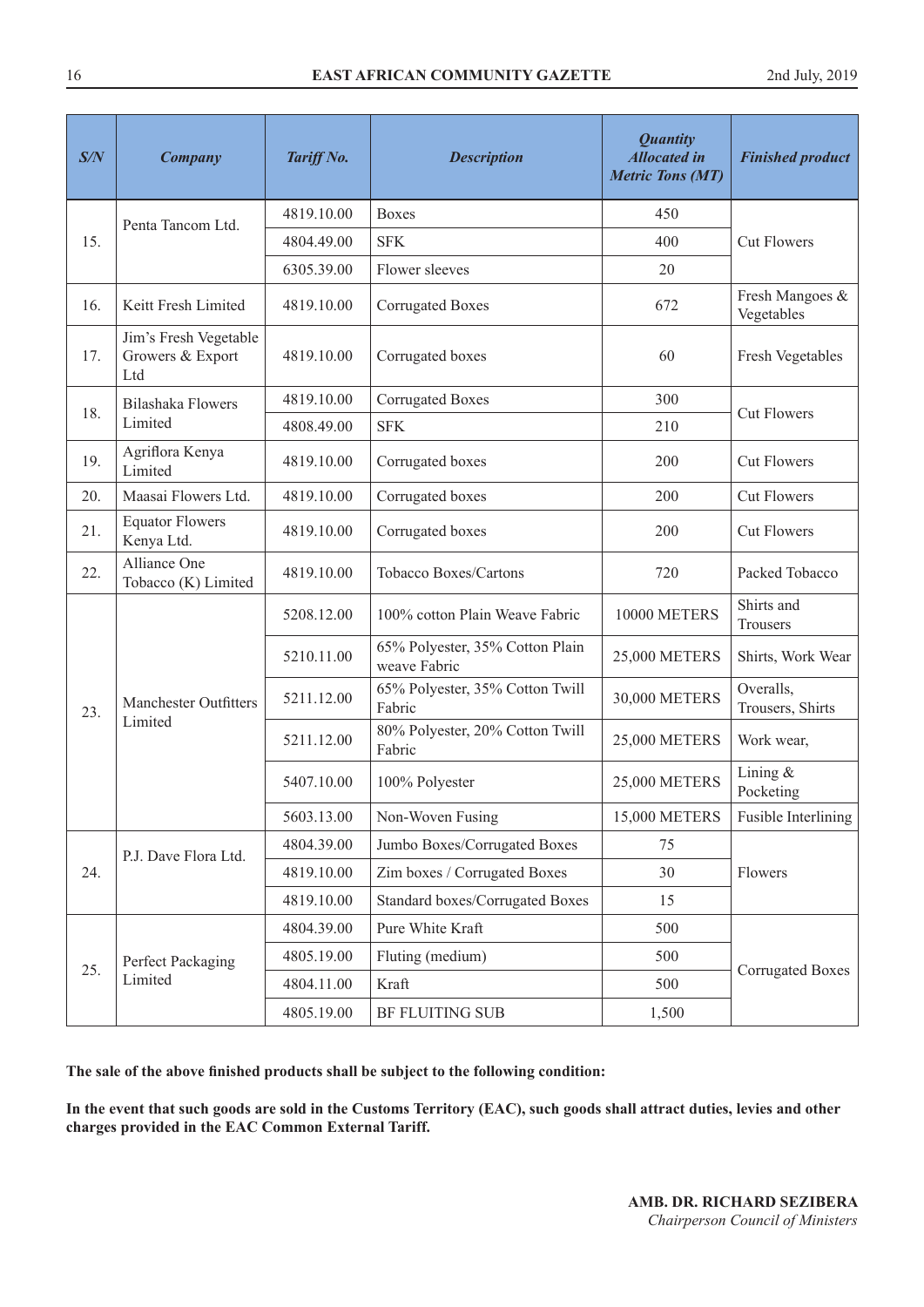| *S/N* | *Company* | *Tariff No.* | *Description* | *Quantity Allocated in Metric Tons (MT)* | *Finished product* |
|---|---|---|---|---|---|
| 15. | Penta Tancom Ltd. | 4819.10.00 | Boxes | 450 | Cut Flowers |
| | | 4804.49.00 | SFK | 400 | |
| | | 6305.39.00 | Flower sleeves | 20 | |
| 16. | Keitt Fresh Limited | 4819.10.00 | Corrugated Boxes | 672 | Fresh Mangoes & Vegetables |
| 17. | Jim's Fresh Vegetable Growers & Export Ltd | 4819.10.00 | Corrugated boxes | 60 | Fresh Vegetables |
| 18. | Bilashaka Flowers Limited | 4819.10.00 | Corrugated Boxes | 300 | Cut Flowers |
| | | 4808.49.00 | SFK | 210 | |
| 19. | Agriflora Kenya Limited | 4819.10.00 | Corrugated boxes | 200 | Cut Flowers |
| 20. | Maasai Flowers Ltd. | 4819.10.00 | Corrugated boxes | 200 | Cut Flowers |
| 21. | Equator Flowers Kenya Ltd. | 4819.10.00 | Corrugated boxes | 200 | Cut Flowers |
| 22. | Alliance One Tobacco (K) Limited | 4819.10.00 | Tobacco Boxes/Cartons | 720 | Packed Tobacco |
| 23. | Manchester Outfitters Limited | 5208.12.00 | 100% cotton Plain Weave Fabric | 10000 METERS | Shirts and Trousers |
| | | 5210.11.00 | 65% Polyester, 35% Cotton Plain weave Fabric | 25,000 METERS | Shirts, Work Wear |
| | | 5211.12.00 | 65% Polyester, 35% Cotton Twill Fabric | 30,000 METERS | Overalls, Trousers, Shirts |
| | | 5211.12.00 | 80% Polyester, 20% Cotton Twill Fabric | 25,000 METERS | Work wear, |
| | | 5407.10.00 | 100% Polyester | 25,000 METERS | Lining & Pocketing |
| | | 5603.13.00 | Non-Woven Fusing | 15,000 METERS | Fusible Interlining |
| 24. | P.J. Dave Flora Ltd. | 4804.39.00 | Jumbo Boxes/Corrugated Boxes | 75 | Flowers |
| | | 4819.10.00 | Zim boxes / Corrugated Boxes | 30 | |
| | | 4819.10.00 | Standard boxes/Corrugated Boxes | 15 | |
| 25. | Perfect Packaging Limited | 4804.39.00 | Pure White Kraft | 500 | Corrugated Boxes |
| | | 4805.19.00 | Fluting (medium) | 500 | |
| | | 4804.11.00 | Kraft | 500 | |
| | | 4805.19.00 | BF FLUITING SUB | 1,500 | |

**The sale of the above finished products shall be subject to the following condition:**

**In the event that such goods are sold in the Customs Territory (EAC), such goods shall attract duties, levies and other charges provided in the EAC Common External Tariff.**

**AMB. DR. RICHARD SEZIBERA**
*Chairperson Council of Ministers*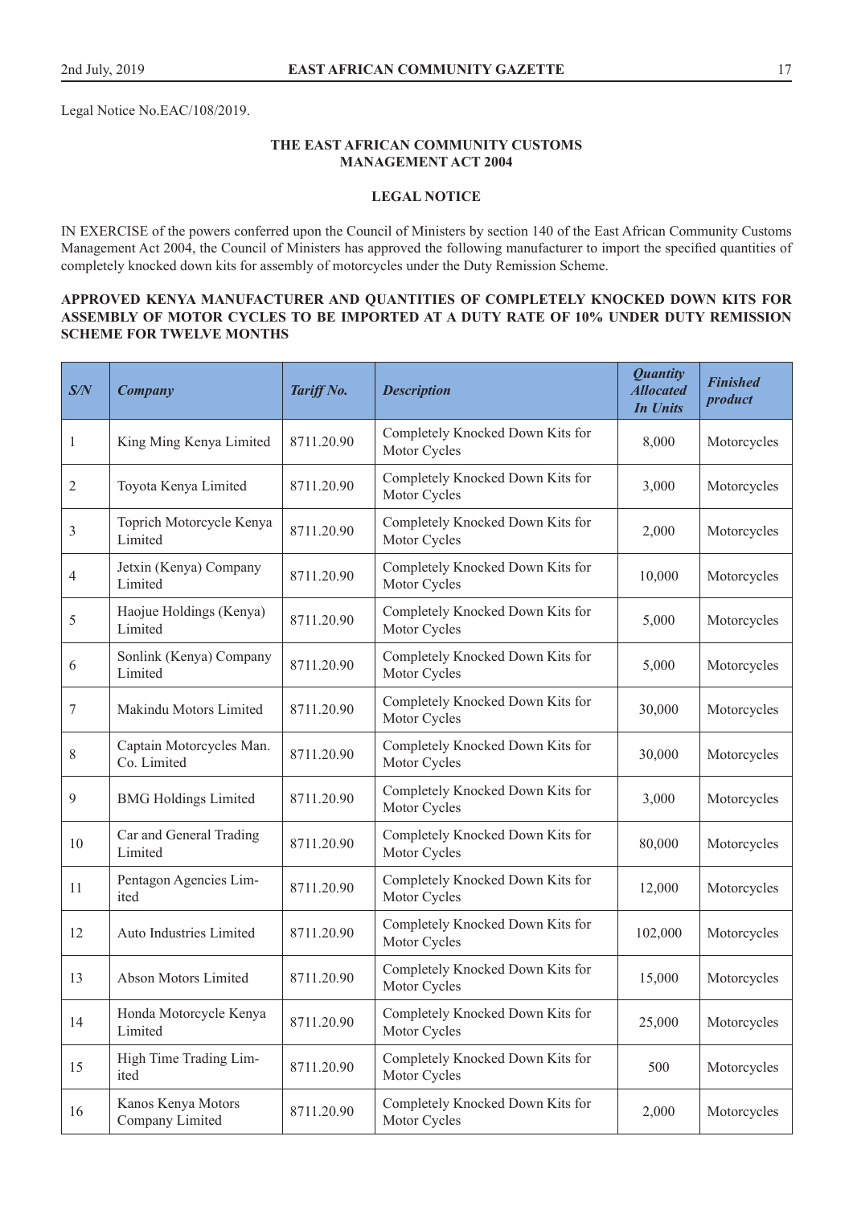Legal Notice No.EAC/108/2019.

**THE EAST AFRICAN COMMUNITY CUSTOMS MANAGEMENT ACT 2004**

**LEGAL NOTICE**

IN EXERCISE of the powers conferred upon the Council of Ministers by section 140 of the East African Community Customs Management Act 2004, the Council of Ministers has approved the following manufacturer to import the specified quantities of completely knocked down kits for assembly of motorcycles under the Duty Remission Scheme.

**APPROVED KENYA MANUFACTURER AND QUANTITIES OF COMPLETELY KNOCKED DOWN KITS FOR ASSEMBLY OF MOTOR CYCLES TO BE IMPORTED AT A DUTY RATE OF 10% UNDER DUTY REMISSION SCHEME FOR TWELVE MONTHS**

| *S/N* | *Company* | *Tariff No.* | *Description* | *Quantity Allocated In Units* | *Finished product* |
|---|---|---|---|---|---|
| 1 | King Ming Kenya Limited | 8711.20.90 | Completely Knocked Down Kits for Motor Cycles | 8,000 | Motorcycles |
| 2 | Toyota Kenya Limited | 8711.20.90 | Completely Knocked Down Kits for Motor Cycles | 3,000 | Motorcycles |
| 3 | Toprich Motorcycle Kenya Limited | 8711.20.90 | Completely Knocked Down Kits for Motor Cycles | 2,000 | Motorcycles |
| 4 | Jetxin (Kenya) Company Limited | 8711.20.90 | Completely Knocked Down Kits for Motor Cycles | 10,000 | Motorcycles |
| 5 | Haojue Holdings (Kenya) Limited | 8711.20.90 | Completely Knocked Down Kits for Motor Cycles | 5,000 | Motorcycles |
| 6 | Sonlink (Kenya) Company Limited | 8711.20.90 | Completely Knocked Down Kits for Motor Cycles | 5,000 | Motorcycles |
| 7 | Makindu Motors Limited | 8711.20.90 | Completely Knocked Down Kits for Motor Cycles | 30,000 | Motorcycles |
| 8 | Captain Motorcycles Man. Co. Limited | 8711.20.90 | Completely Knocked Down Kits for Motor Cycles | 30,000 | Motorcycles |
| 9 | BMG Holdings Limited | 8711.20.90 | Completely Knocked Down Kits for Motor Cycles | 3,000 | Motorcycles |
| 10 | Car and General Trading Limited | 8711.20.90 | Completely Knocked Down Kits for Motor Cycles | 80,000 | Motorcycles |
| 11 | Pentagon Agencies Limited | 8711.20.90 | Completely Knocked Down Kits for Motor Cycles | 12,000 | Motorcycles |
| 12 | Auto Industries Limited | 8711.20.90 | Completely Knocked Down Kits for Motor Cycles | 102,000 | Motorcycles |
| 13 | Abson Motors Limited | 8711.20.90 | Completely Knocked Down Kits for Motor Cycles | 15,000 | Motorcycles |
| 14 | Honda Motorcycle Kenya Limited | 8711.20.90 | Completely Knocked Down Kits for Motor Cycles | 25,000 | Motorcycles |
| 15 | High Time Trading Limited | 8711.20.90 | Completely Knocked Down Kits for Motor Cycles | 500 | Motorcycles |
| 16 | Kanos Kenya Motors Company Limited | 8711.20.90 | Completely Knocked Down Kits for Motor Cycles | 2,000 | Motorcycles |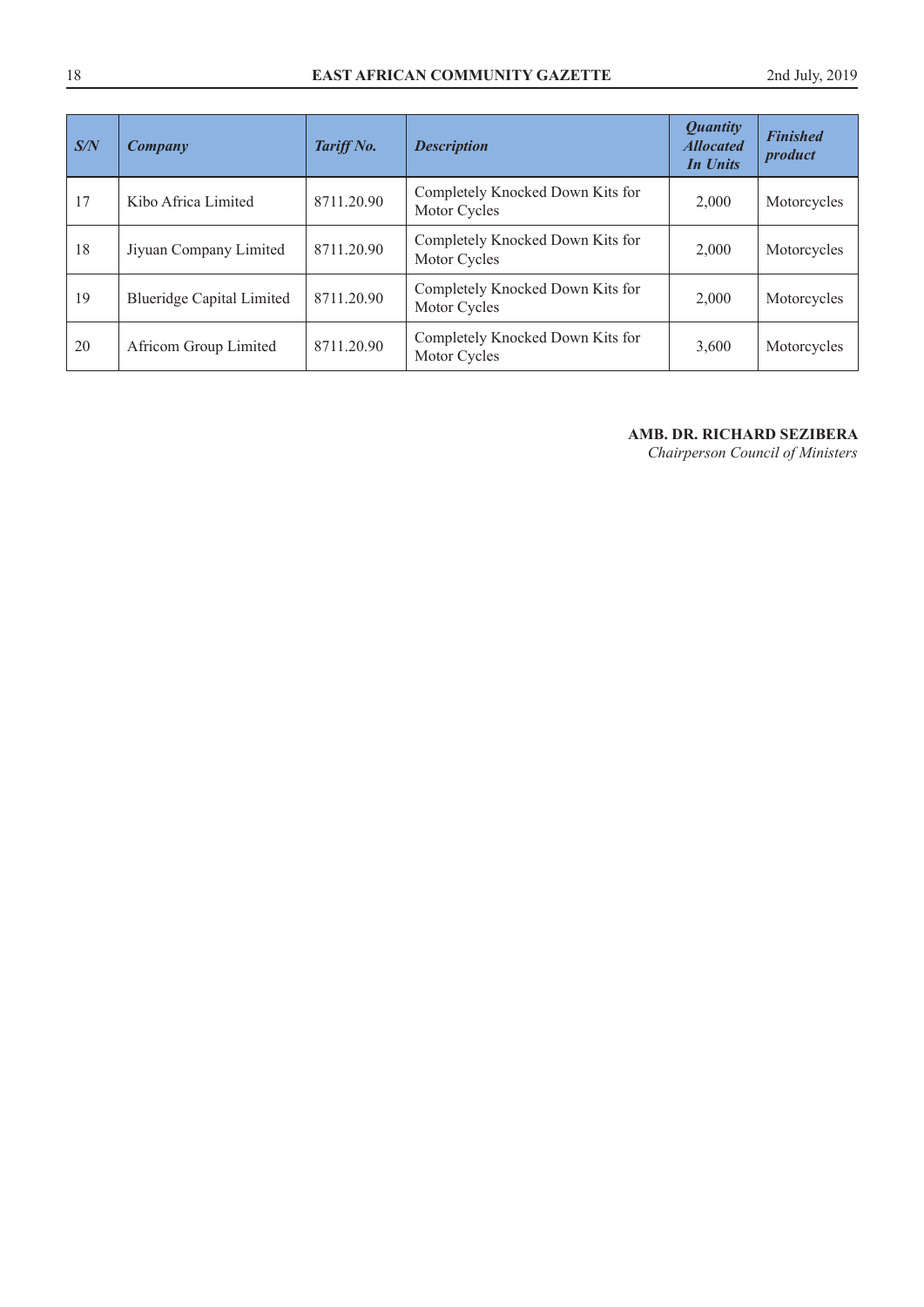| *S/N* | *Company* | *Tariff No.* | *Description* | *Quantity Allocated In Units* | *Finished product* |
|---|---|---|---|---|---|
| 17 | Kibo Africa Limited | 8711.20.90 | Completely Knocked Down Kits for Motor Cycles | 2,000 | Motorcycles |
| 18 | Jiyuan Company Limited | 8711.20.90 | Completely Knocked Down Kits for Motor Cycles | 2,000 | Motorcycles |
| 19 | Blueridge Capital Limited | 8711.20.90 | Completely Knocked Down Kits for Motor Cycles | 2,000 | Motorcycles |
| 20 | Africom Group Limited | 8711.20.90 | Completely Knocked Down Kits for Motor Cycles | 3,600 | Motorcycles |

**AMB. DR. RICHARD SEZIBERA**
*Chairperson Council of Ministers*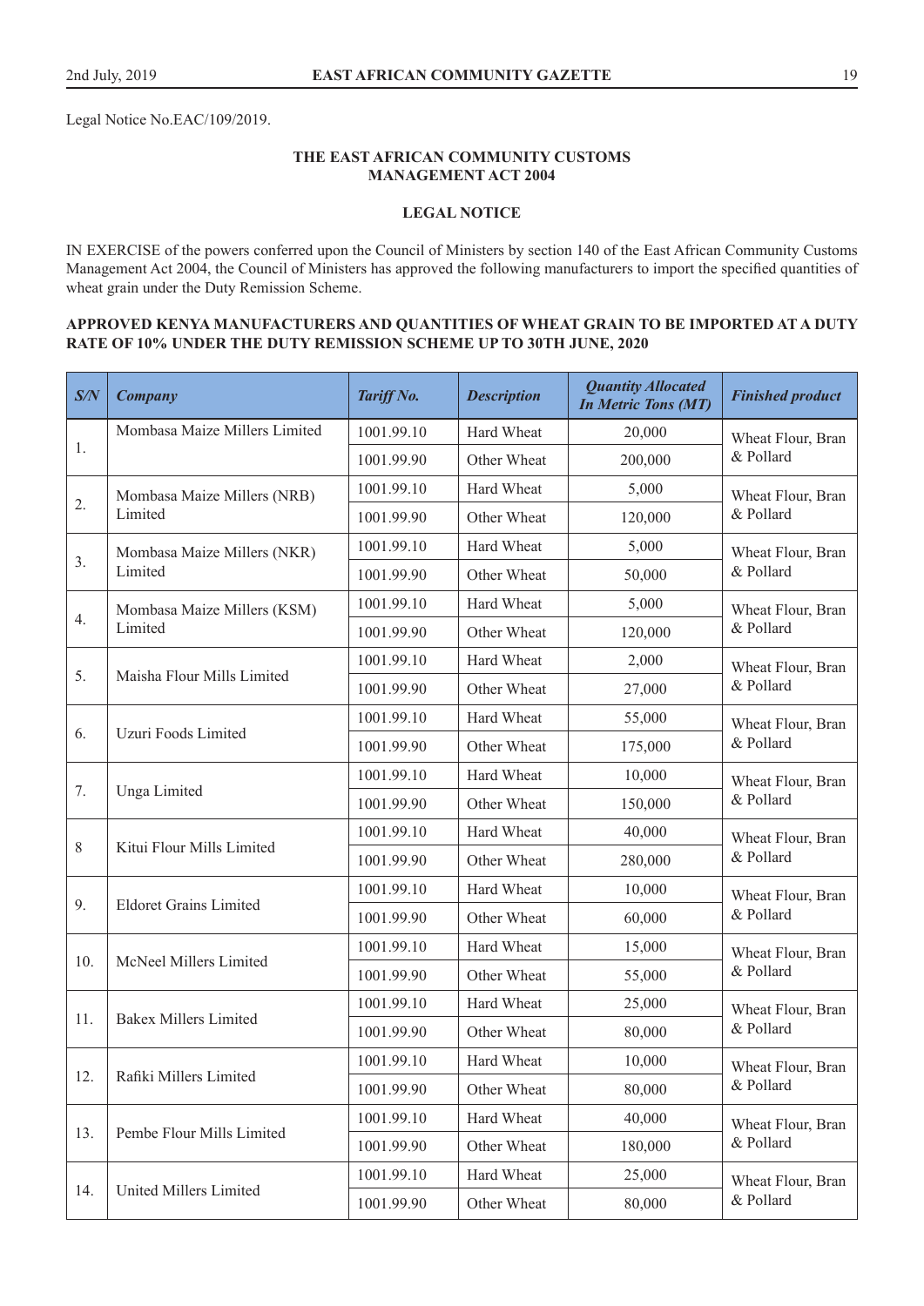Legal Notice No.EAC/109/2019.

**THE EAST AFRICAN COMMUNITY CUSTOMS MANAGEMENT ACT 2004**

**LEGAL NOTICE**

IN EXERCISE of the powers conferred upon the Council of Ministers by section 140 of the East African Community Customs Management Act 2004, the Council of Ministers has approved the following manufacturers to import the specified quantities of wheat grain under the Duty Remission Scheme.

**APPROVED KENYA MANUFACTURERS AND QUANTITIES OF WHEAT GRAIN TO BE IMPORTED AT A DUTY RATE OF 10% UNDER THE DUTY REMISSION SCHEME UP TO 30TH JUNE, 2020**

| *S/N* | *Company* | *Tariff No.* | *Description* | *Quantity Allocated In Metric Tons (MT)* | *Finished product* |
|---|---|---|---|---|---|
| 1. | Mombasa Maize Millers Limited | 1001.99.10 | Hard Wheat | 20,000 | Wheat Flour, Bran & Pollard |
| | | 1001.99.90 | Other Wheat | 200,000 | |
| 2. | Mombasa Maize Millers (NRB) Limited | 1001.99.10 | Hard Wheat | 5,000 | Wheat Flour, Bran & Pollard |
| | | 1001.99.90 | Other Wheat | 120,000 | |
| 3. | Mombasa Maize Millers (NKR) Limited | 1001.99.10 | Hard Wheat | 5,000 | Wheat Flour, Bran & Pollard |
| | | 1001.99.90 | Other Wheat | 50,000 | |
| 4. | Mombasa Maize Millers (KSM) Limited | 1001.99.10 | Hard Wheat | 5,000 | Wheat Flour, Bran & Pollard |
| | | 1001.99.90 | Other Wheat | 120,000 | |
| 5. | Maisha Flour Mills Limited | 1001.99.10 | Hard Wheat | 2,000 | Wheat Flour, Bran & Pollard |
| | | 1001.99.90 | Other Wheat | 27,000 | |
| 6. | Uzuri Foods Limited | 1001.99.10 | Hard Wheat | 55,000 | Wheat Flour, Bran & Pollard |
| | | 1001.99.90 | Other Wheat | 175,000 | |
| 7. | Unga Limited | 1001.99.10 | Hard Wheat | 10,000 | Wheat Flour, Bran & Pollard |
| | | 1001.99.90 | Other Wheat | 150,000 | |
| 8 | Kitui Flour Mills Limited | 1001.99.10 | Hard Wheat | 40,000 | Wheat Flour, Bran & Pollard |
| | | 1001.99.90 | Other Wheat | 280,000 | |
| 9. | Eldoret Grains Limited | 1001.99.10 | Hard Wheat | 10,000 | Wheat Flour, Bran & Pollard |
| | | 1001.99.90 | Other Wheat | 60,000 | |
| 10. | McNeel Millers Limited | 1001.99.10 | Hard Wheat | 15,000 | Wheat Flour, Bran & Pollard |
| | | 1001.99.90 | Other Wheat | 55,000 | |
| 11. | Bakex Millers Limited | 1001.99.10 | Hard Wheat | 25,000 | Wheat Flour, Bran & Pollard |
| | | 1001.99.90 | Other Wheat | 80,000 | |
| 12. | Rafiki Millers Limited | 1001.99.10 | Hard Wheat | 10,000 | Wheat Flour, Bran & Pollard |
| | | 1001.99.90 | Other Wheat | 80,000 | |
| 13. | Pembe Flour Mills Limited | 1001.99.10 | Hard Wheat | 40,000 | Wheat Flour, Bran & Pollard |
| | | 1001.99.90 | Other Wheat | 180,000 | |
| 14. | United Millers Limited | 1001.99.10 | Hard Wheat | 25,000 | Wheat Flour, Bran & Pollard |
| | | 1001.99.90 | Other Wheat | 80,000 | |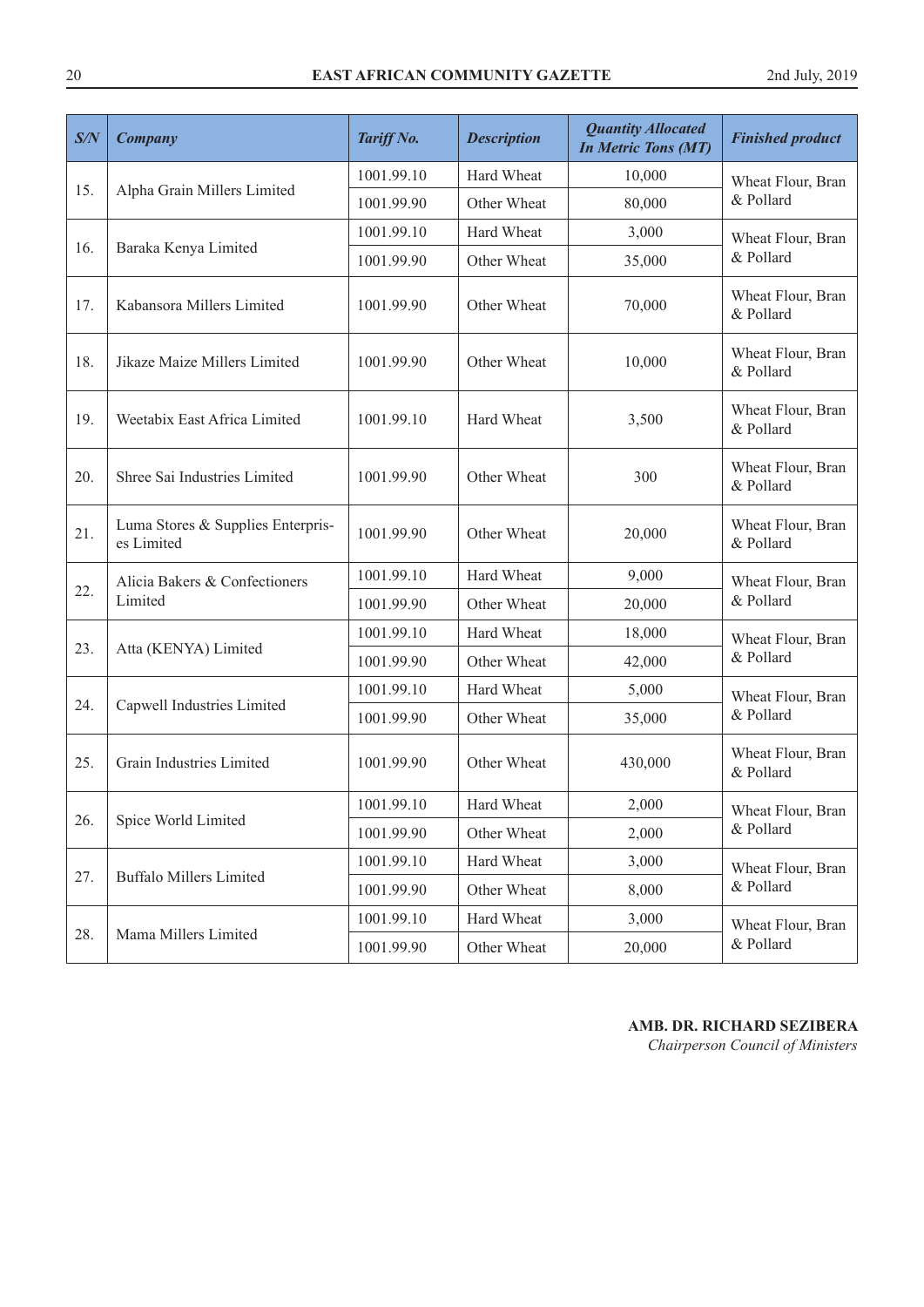| *S/N* | *Company* | *Tariff No.* | *Description* | *Quantity Allocated In Metric Tons (MT)* | *Finished product* |
|---|---|---|---|---|---|
| 15. | Alpha Grain Millers Limited | 1001.99.10 | Hard Wheat | 10,000 | Wheat Flour, Bran & Pollard |
| | | 1001.99.90 | Other Wheat | 80,000 | |
| 16. | Baraka Kenya Limited | 1001.99.10 | Hard Wheat | 3,000 | Wheat Flour, Bran & Pollard |
| | | 1001.99.90 | Other Wheat | 35,000 | |
| 17. | Kabansora Millers Limited | 1001.99.90 | Other Wheat | 70,000 | Wheat Flour, Bran & Pollard |
| 18. | Jikaze Maize Millers Limited | 1001.99.90 | Other Wheat | 10,000 | Wheat Flour, Bran & Pollard |
| 19. | Weetabix East Africa Limited | 1001.99.10 | Hard Wheat | 3,500 | Wheat Flour, Bran & Pollard |
| 20. | Shree Sai Industries Limited | 1001.99.90 | Other Wheat | 300 | Wheat Flour, Bran & Pollard |
| 21. | Luma Stores & Supplies Enterprises Limited | 1001.99.90 | Other Wheat | 20,000 | Wheat Flour, Bran & Pollard |
| 22. | Alicia Bakers & Confectioners Limited | 1001.99.10 | Hard Wheat | 9,000 | Wheat Flour, Bran & Pollard |
| | | 1001.99.90 | Other Wheat | 20,000 | |
| 23. | Atta (KENYA) Limited | 1001.99.10 | Hard Wheat | 18,000 | Wheat Flour, Bran & Pollard |
| | | 1001.99.90 | Other Wheat | 42,000 | |
| 24. | Capwell Industries Limited | 1001.99.10 | Hard Wheat | 5,000 | Wheat Flour, Bran & Pollard |
| | | 1001.99.90 | Other Wheat | 35,000 | |
| 25. | Grain Industries Limited | 1001.99.90 | Other Wheat | 430,000 | Wheat Flour, Bran & Pollard |
| 26. | Spice World Limited | 1001.99.10 | Hard Wheat | 2,000 | Wheat Flour, Bran & Pollard |
| | | 1001.99.90 | Other Wheat | 2,000 | |
| 27. | Buffalo Millers Limited | 1001.99.10 | Hard Wheat | 3,000 | Wheat Flour, Bran & Pollard |
| | | 1001.99.90 | Other Wheat | 8,000 | |
| 28. | Mama Millers Limited | 1001.99.10 | Hard Wheat | 3,000 | Wheat Flour, Bran & Pollard |
| | | 1001.99.90 | Other Wheat | 20,000 | |

**AMB. DR. RICHARD SEZIBERA**
*Chairperson Council of Ministers*